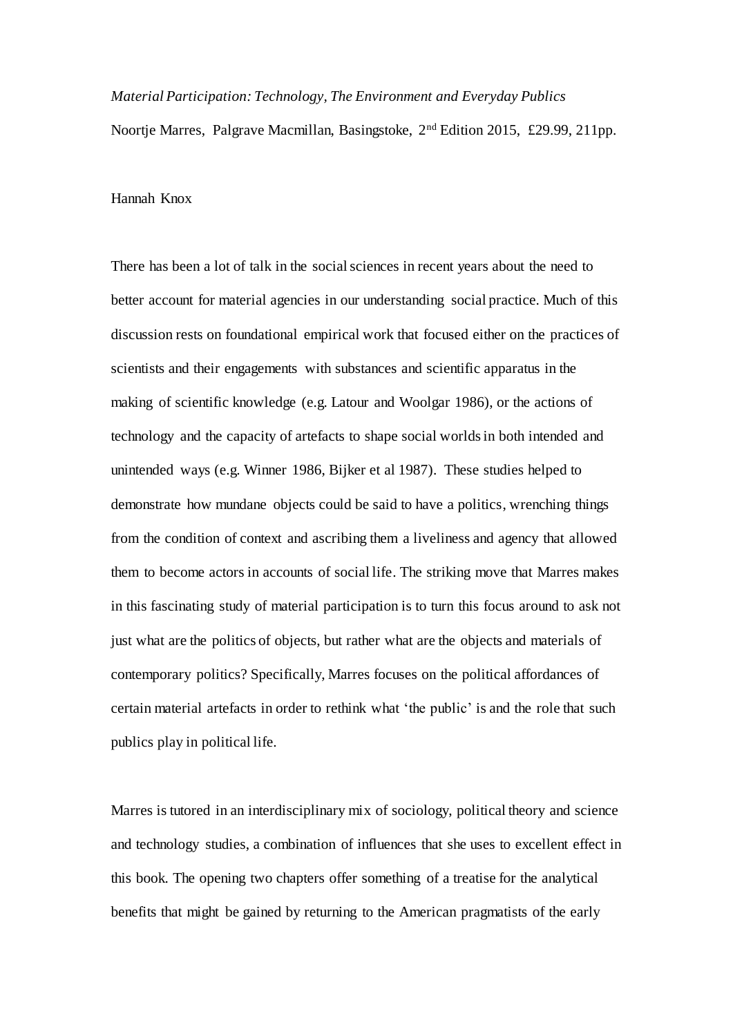*Material Participation: Technology, The Environment and Everyday Publics*

Noortje Marres, Palgrave Macmillan, Basingstoke, 2nd Edition 2015, £29.99, 211pp.

Hannah Knox

There has been a lot of talk in the social sciences in recent years about the need to better account for material agencies in our understanding social practice. Much of this discussion rests on foundational empirical work that focused either on the practices of scientists and their engagements with substances and scientific apparatus in the making of scientific knowledge (e.g. Latour and Woolgar 1986), or the actions of technology and the capacity of artefacts to shape social worlds in both intended and unintended ways (e.g. Winner 1986, Bijker et al 1987). These studies helped to demonstrate how mundane objects could be said to have a politics, wrenching things from the condition of context and ascribing them a liveliness and agency that allowed them to become actors in accounts of social life. The striking move that Marres makes in this fascinating study of material participation is to turn this focus around to ask not just what are the politics of objects, but rather what are the objects and materials of contemporary politics? Specifically, Marres focuses on the political affordances of certain material artefacts in order to rethink what 'the public' is and the role that such publics play in political life.

Marres is tutored in an interdisciplinary mix of sociology, political theory and science and technology studies, a combination of influences that she uses to excellent effect in this book. The opening two chapters offer something of a treatise for the analytical benefits that might be gained by returning to the American pragmatists of the early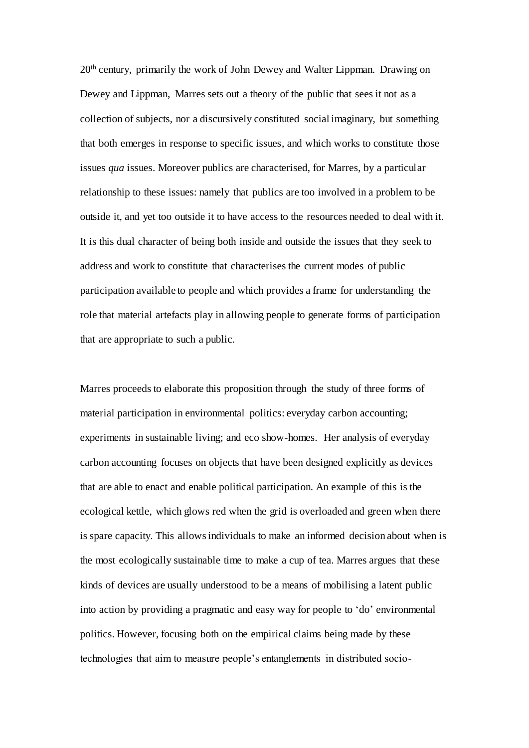20th century, primarily the work of John Dewey and Walter Lippman. Drawing on Dewey and Lippman, Marres sets out a theory of the public that sees it not as a collection of subjects, nor a discursively constituted social imaginary, but something that both emerges in response to specific issues, and which works to constitute those issues *qua* issues. Moreover publics are characterised, for Marres, by a particular relationship to these issues: namely that publics are too involved in a problem to be outside it, and yet too outside it to have access to the resources needed to deal with it. It is this dual character of being both inside and outside the issues that they seek to address and work to constitute that characterises the current modes of public participation available to people and which provides a frame for understanding the role that material artefacts play in allowing people to generate forms of participation that are appropriate to such a public.

Marres proceeds to elaborate this proposition through the study of three forms of material participation in environmental politics: everyday carbon accounting; experiments in sustainable living; and eco show-homes. Her analysis of everyday carbon accounting focuses on objects that have been designed explicitly as devices that are able to enact and enable political participation. An example of this is the ecological kettle, which glows red when the grid is overloaded and green when there is spare capacity. This allows individuals to make an informed decision about when is the most ecologically sustainable time to make a cup of tea. Marres argues that these kinds of devices are usually understood to be a means of mobilising a latent public into action by providing a pragmatic and easy way for people to 'do' environmental politics. However, focusing both on the empirical claims being made by these technologies that aim to measure people's entanglements in distributed socio-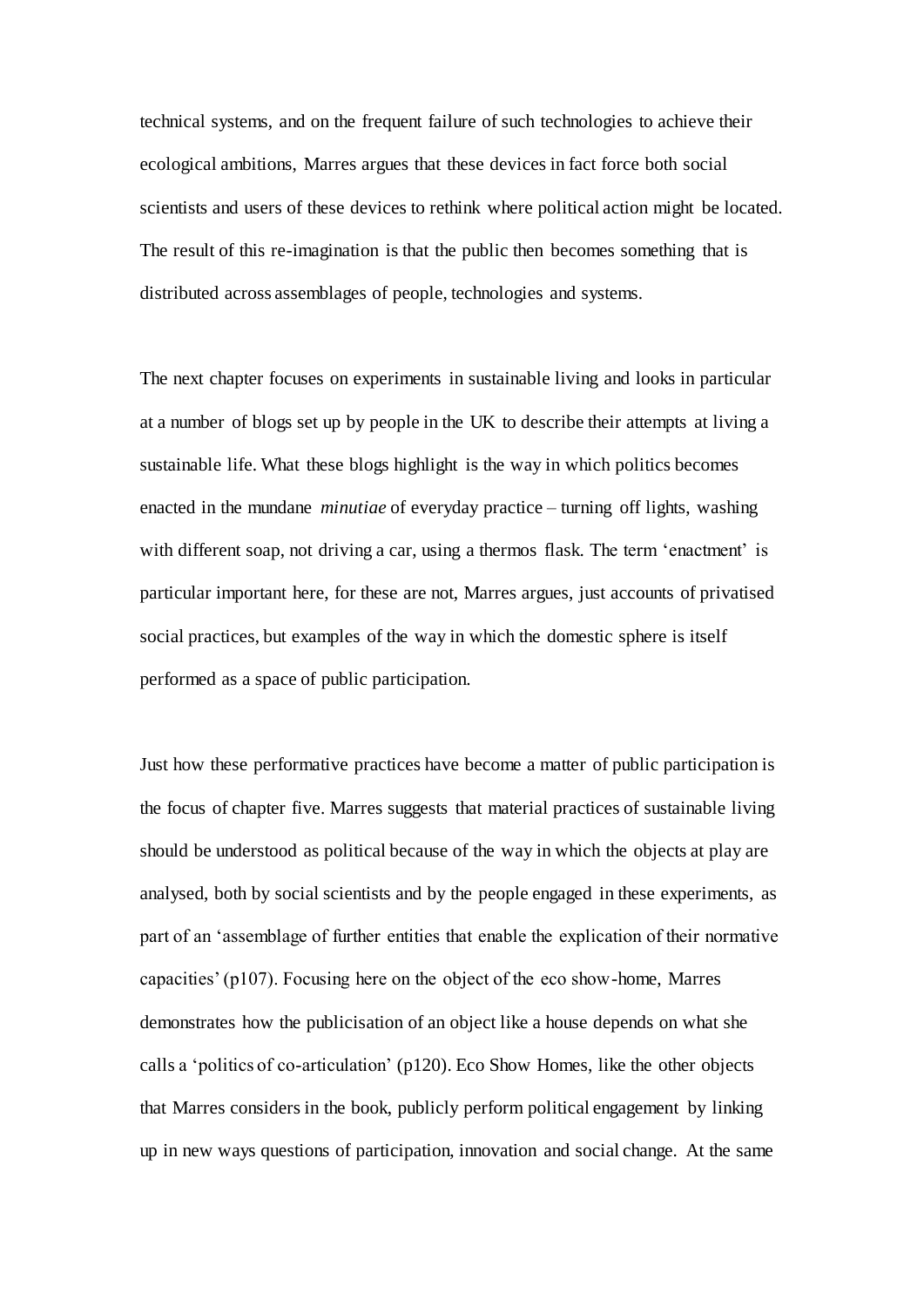technical systems, and on the frequent failure of such technologies to achieve their ecological ambitions, Marres argues that these devices in fact force both social scientists and users of these devices to rethink where political action might be located. The result of this re-imagination is that the public then becomes something that is distributed across assemblages of people, technologies and systems.

The next chapter focuses on experiments in sustainable living and looks in particular at a number of blogs set up by people in the UK to describe their attempts at living a sustainable life. What these blogs highlight is the way in which politics becomes enacted in the mundane *minutiae* of everyday practice – turning off lights, washing with different soap, not driving a car, using a thermos flask. The term 'enactment' is particular important here, for these are not, Marres argues, just accounts of privatised social practices, but examples of the way in which the domestic sphere is itself performed as a space of public participation.

Just how these performative practices have become a matter of public participation is the focus of chapter five. Marres suggests that material practices of sustainable living should be understood as political because of the way in which the objects at play are analysed, both by social scientists and by the people engaged in these experiments, as part of an 'assemblage of further entities that enable the explication of their normative capacities' (p107). Focusing here on the object of the eco show-home, Marres demonstrates how the publicisation of an object like a house depends on what she calls a 'politics of co-articulation' (p120). Eco Show Homes, like the other objects that Marres considers in the book, publicly perform political engagement by linking up in new ways questions of participation, innovation and social change. At the same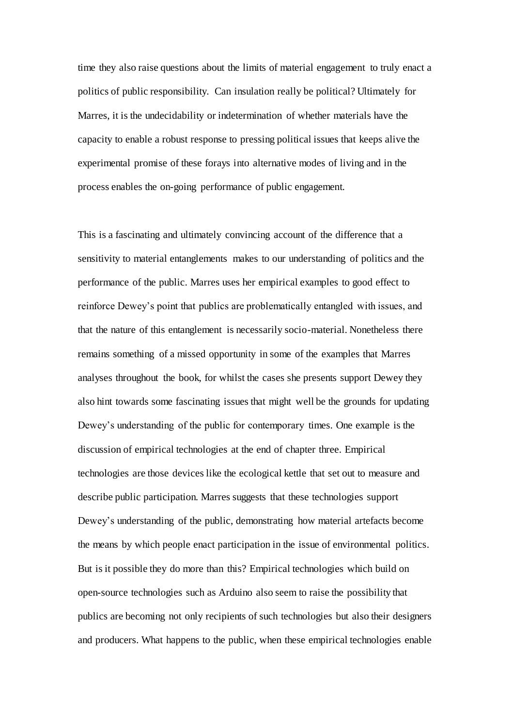time they also raise questions about the limits of material engagement to truly enact a politics of public responsibility. Can insulation really be political? Ultimately for Marres, it is the undecidability or indetermination of whether materials have the capacity to enable a robust response to pressing political issues that keeps alive the experimental promise of these forays into alternative modes of living and in the process enables the on-going performance of public engagement.

This is a fascinating and ultimately convincing account of the difference that a sensitivity to material entanglements makes to our understanding of politics and the performance of the public. Marres uses her empirical examples to good effect to reinforce Dewey's point that publics are problematically entangled with issues, and that the nature of this entanglement is necessarily socio-material. Nonetheless there remains something of a missed opportunity in some of the examples that Marres analyses throughout the book, for whilst the cases she presents support Dewey they also hint towards some fascinating issues that might well be the grounds for updating Dewey's understanding of the public for contemporary times. One example is the discussion of empirical technologies at the end of chapter three. Empirical technologies are those devices like the ecological kettle that set out to measure and describe public participation. Marres suggests that these technologies support Dewey's understanding of the public, demonstrating how material artefacts become the means by which people enact participation in the issue of environmental politics. But is it possible they do more than this? Empirical technologies which build on open-source technologies such as Arduino also seem to raise the possibility that publics are becoming not only recipients of such technologies but also their designers and producers. What happens to the public, when these empirical technologies enable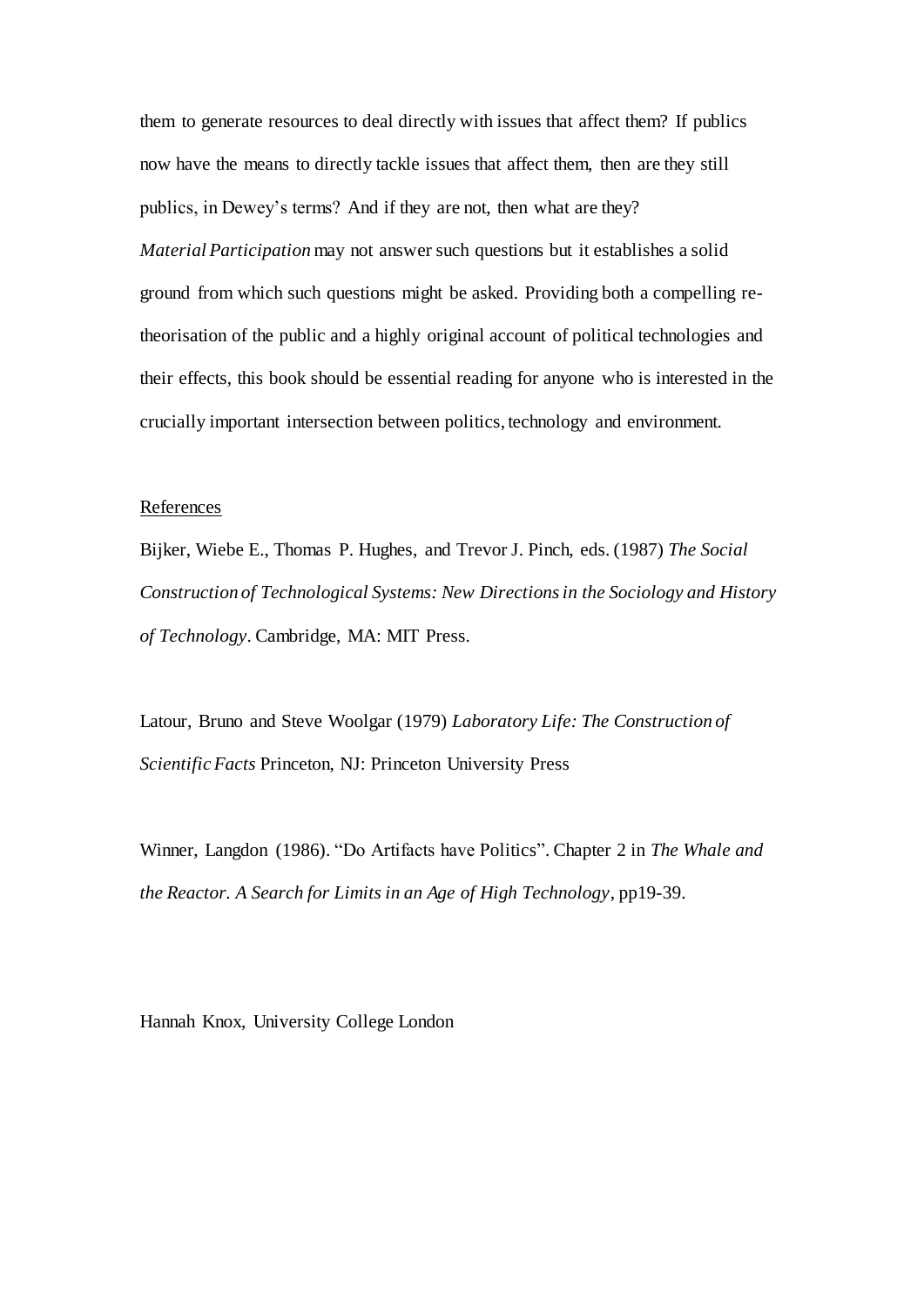them to generate resources to deal directly with issues that affect them? If publics now have the means to directly tackle issues that affect them, then are they still publics, in Dewey's terms? And if they are not, then what are they?

*Material Participation* may not answer such questions but it establishes a solid ground from which such questions might be asked. Providing both a compelling re-theorisation of the public and a highly original account of political technologies and their effects, this book should be essential reading for anyone who is interested in the crucially important intersection between politics, technology and environment.

References

Bijker, Wiebe E., Thomas P. Hughes, and Trevor J. Pinch, eds. (1987) *The Social Construction of Technological Systems: New Directions in the Sociology and History of Technology*. Cambridge, MA: MIT Press.

Latour, Bruno and Steve Woolgar (1979) *Laboratory Life: The Construction of Scientific Facts* Princeton, NJ: Princeton University Press

Winner, Langdon (1986). "Do Artifacts have Politics". Chapter 2 in *The Whale and the Reactor. A Search for Limits in an Age of High Technology*, pp19-39.

Hannah Knox, University College London